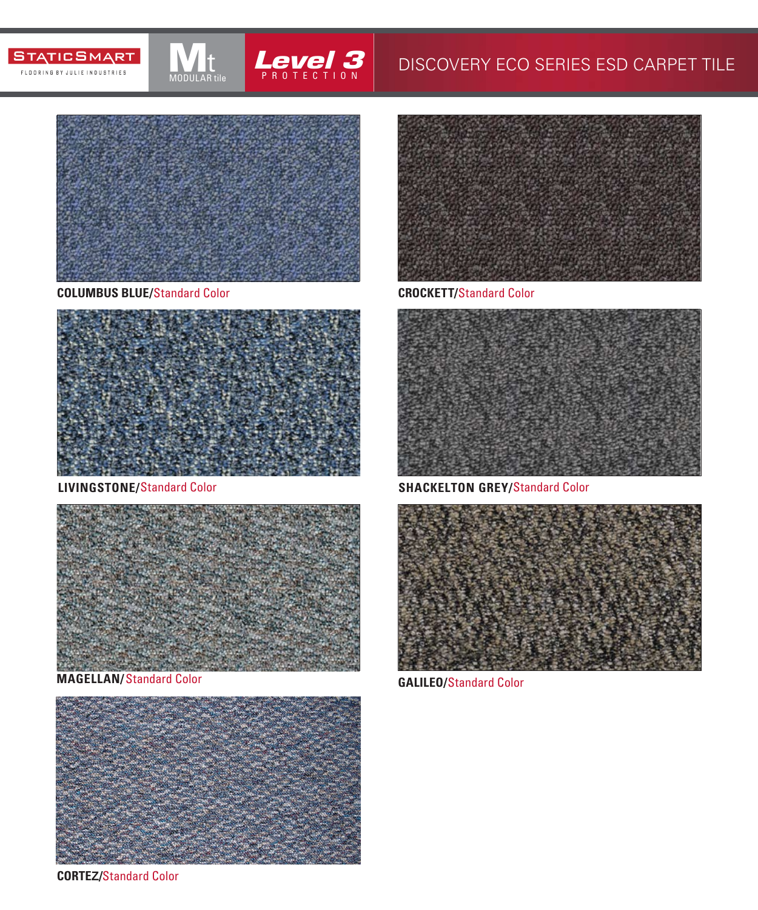STATICSMART FLOORING BY JULIE INDUSTRIES

Mt MODULAR tile

**Level 3** PROTECTION

# DISCOVERY ECO SERIES ESD CARPET TILE

**COLUMBUS BLUE/**Standard Color

**CROCKETT/**Standard Color

**LIVINGSTONE/**Standard Color

**SHACKELTON GREY/**Standard Color

**MAGELLAN/**Standard Color

**GALILEO/**Standard Color

**CORTEZ/**Standard Color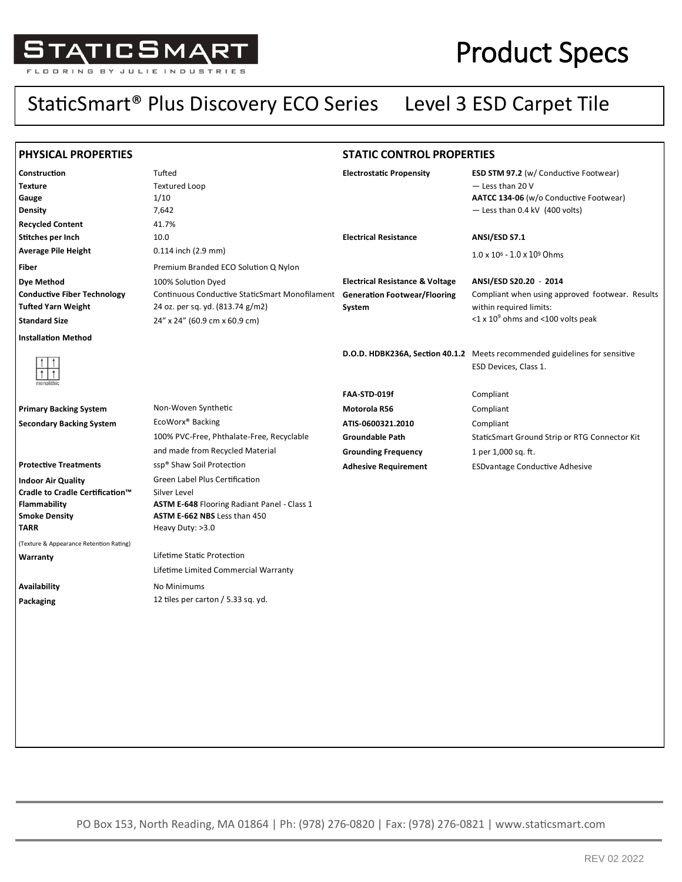# Product Specs

## StaticSmart® Plus Discovery ECO Series Level 3 ESD Carpet Tile

### PHYSICAL PROPERTIES

| | |
|---|---|
| **Construction** | Tufted |
| **Texture** | Textured Loop |
| **Gauge** | 1/10 |
| **Density** | 7,642 |
| **Recycled Content** | 41.7% |
| **Stitches per Inch** | 10.0 |
| **Average Pile Height** | 0.114 inch (2.9 mm) |
| **Fiber** | Premium Branded ECO Solution Q Nylon |
| **Dye Method** | 100% Solution Dyed |
| **Conductive Fiber Technology** | Continuous Conductive StaticSmart Monofilament |
| **Tufted Yarn Weight** | 24 oz. per sq. yd. (813.74 g/m2) |
| **Standard Size** | 24" x 24" (60.9 cm x 60.9 cm) |
| **Installation Method** | monolithic |
| **Primary Backing System** | Non-Woven Synthetic |
| **Secondary Backing System** | EcoWorx® Backing<br>100% PVC-Free, Phthalate-Free, Recyclable and made from Recycled Material |
| **Protective Treatments** | ssp® Shaw Soil Protection |
| **Indoor Air Quality** | Green Label Plus Certification |
| **Cradle to Cradle Certification™** | Silver Level |
| **Flammability** | **ASTM E-648** Flooring Radiant Panel - Class 1 |
| **Smoke Density** | **ASTM E-662 NBS** Less than 450 |
| **TARR** (Texture & Appearance Retention Rating) | Heavy Duty: >3.0 |
| **Warranty** | Lifetime Static Protection<br>Lifetime Limited Commercial Warranty |
| **Availability** | No Minimums |
| **Packaging** | 12 tiles per carton / 5.33 sq. yd. |

### STATIC CONTROL PROPERTIES

| | |
|---|---|
| **Electrostatic Propensity** | **ESD STM 97.2** (w/ Conductive Footwear) — Less than 20 V<br>**AATCC 134-06** (w/o Conductive Footwear) — Less than 0.4 kV (400 volts) |
| **Electrical Resistance** | **ANSI/ESD S7.1**<br>$1.0 \times 10^6$ - $1.0 \times 10^9$ Ohms |
| **Electrical Resistance & Voltage Generation Footwear/Flooring System** | **ANSI/ESD S20.20 - 2014**<br>Compliant when using approved footwear. Results within required limits: $<1 \times 10^9$ ohms and <100 volts peak |
| **D.O.D. HDBK236A, Section 40.1.2** | Meets recommended guidelines for sensitive ESD Devices, Class 1. |
| **FAA-STD-019f** | Compliant |
| **Motorola R56** | Compliant |
| **ATIS-0600321.2010** | Compliant |
| **Groundable Path** | StaticSmart Ground Strip or RTG Connector Kit |
| **Grounding Frequency** | 1 per 1,000 sq. ft. |
| **Adhesive Requirement** | ESDvantage Conductive Adhesive |

PO Box 153, North Reading, MA 01864 | Ph: (978) 276-0820 | Fax: (978) 276-0821 | www.staticsmart.com

REV 02 2022